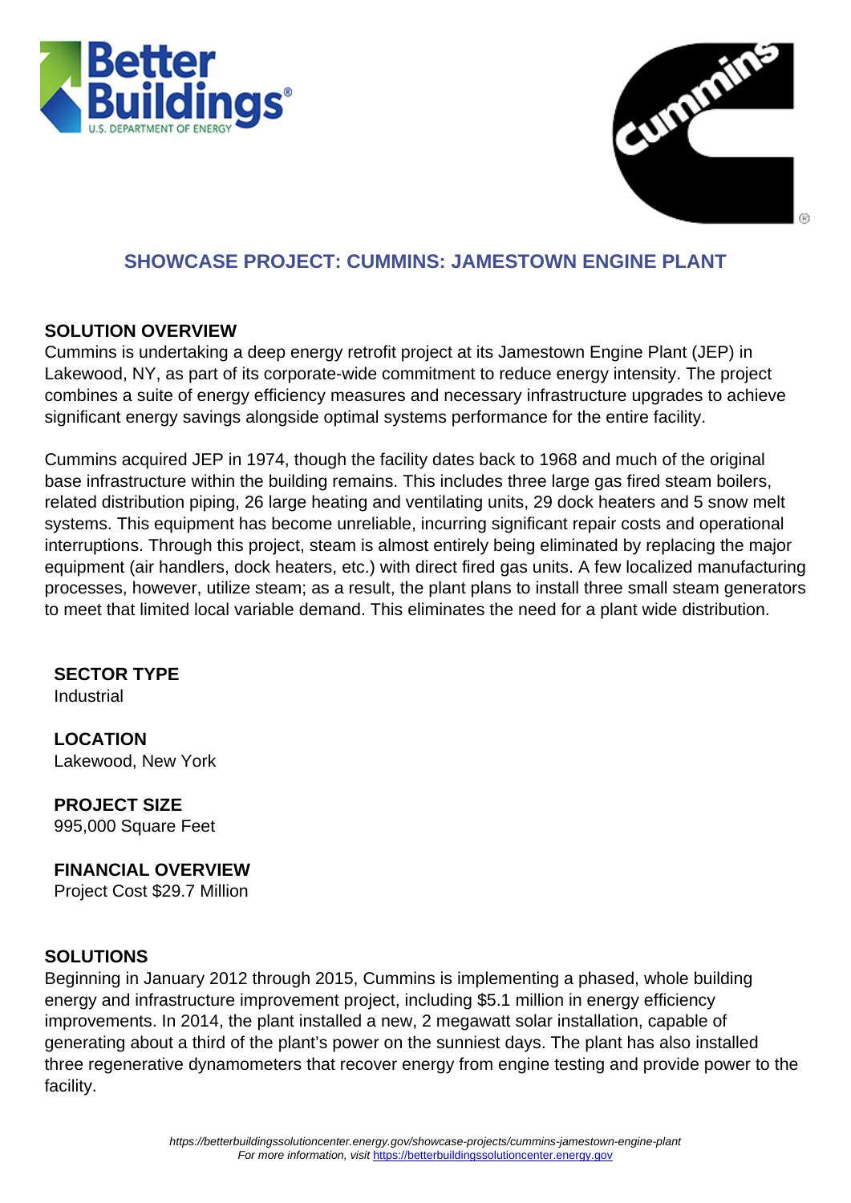# SHOWCASE PROJECT: CUMMINS: JAMESTOWN ENGINE PLANT

## SOLUTION OVERVIEW

Cummins is undertaking a deep energy retrofit project at its Jamestown Engine Plant (JEP) in Lakewood, NY, as part of its corporate-wide commitment to reduce energy intensity. The project combines a suite of energy efficiency measures and necessary infrastructure upgrades to achieve significant energy savings alongside optimal systems performance for the entire facility.

Cummins acquired JEP in 1974, though the facility dates back to 1968 and much of the original base infrastructure within the building remains. This includes three large gas fired steam boilers, related distribution piping, 26 large heating and ventilating units, 29 dock heaters and 5 snow melt systems. This equipment has become unreliable, incurring significant repair costs and operational interruptions. Through this project, steam is almost entirely being eliminated by replacing the major equipment (air handlers, dock heaters, etc.) with direct fired gas units. A few localized manufacturing processes, however, utilize steam; as a result, the plant plans to install three small steam generators to meet that limited local variable demand. This eliminates the need for a plant wide distribution.

### SECTOR TYPE
Industrial

### LOCATION
Lakewood, New York

### PROJECT SIZE
995,000 Square Feet

### FINANCIAL OVERVIEW
Project Cost $29.7 Million

## SOLUTIONS

Beginning in January 2012 through 2015, Cummins is implementing a phased, whole building energy and infrastructure improvement project, including $5.1 million in energy efficiency improvements. In 2014, the plant installed a new, 2 megawatt solar installation, capable of generating about a third of the plant's power on the sunniest days. The plant has also installed three regenerative dynamometers that recover energy from engine testing and provide power to the facility.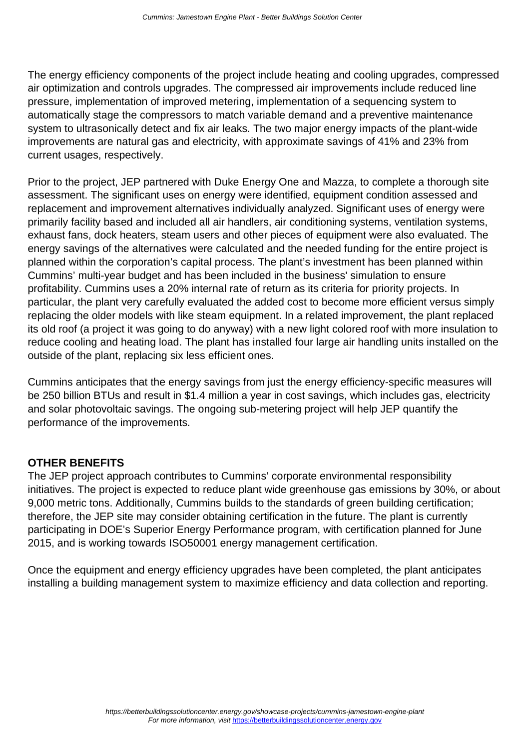The energy efficiency components of the project include heating and cooling upgrades, compressed air optimization and controls upgrades. The compressed air improvements include reduced line pressure, implementation of improved metering, implementation of a sequencing system to automatically stage the compressors to match variable demand and a preventive maintenance system to ultrasonically detect and fix air leaks. The two major energy impacts of the plant-wide improvements are natural gas and electricity, with approximate savings of 41% and 23% from current usages, respectively.

Prior to the project, JEP partnered with Duke Energy One and Mazza, to complete a thorough site assessment. The significant uses on energy were identified, equipment condition assessed and replacement and improvement alternatives individually analyzed. Significant uses of energy were primarily facility based and included all air handlers, air conditioning systems, ventilation systems, exhaust fans, dock heaters, steam users and other pieces of equipment were also evaluated. The energy savings of the alternatives were calculated and the needed funding for the entire project is planned within the corporation's capital process. The plant's investment has been planned within Cummins' multi-year budget and has been included in the business' simulation to ensure profitability. Cummins uses a 20% internal rate of return as its criteria for priority projects. In particular, the plant very carefully evaluated the added cost to become more efficient versus simply replacing the older models with like steam equipment. In a related improvement, the plant replaced its old roof (a project it was going to do anyway) with a new light colored roof with more insulation to reduce cooling and heating load. The plant has installed four large air handling units installed on the outside of the plant, replacing six less efficient ones.

Cummins anticipates that the energy savings from just the energy efficiency-specific measures will be 250 billion BTUs and result in $1.4 million a year in cost savings, which includes gas, electricity and solar photovoltaic savings. The ongoing sub-metering project will help JEP quantify the performance of the improvements.

**OTHER BENEFITS**

The JEP project approach contributes to Cummins' corporate environmental responsibility initiatives. The project is expected to reduce plant wide greenhouse gas emissions by 30%, or about 9,000 metric tons. Additionally, Cummins builds to the standards of green building certification; therefore, the JEP site may consider obtaining certification in the future. The plant is currently participating in DOE's Superior Energy Performance program, with certification planned for June 2015, and is working towards ISO50001 energy management certification.

Once the equipment and energy efficiency upgrades have been completed, the plant anticipates installing a building management system to maximize efficiency and data collection and reporting.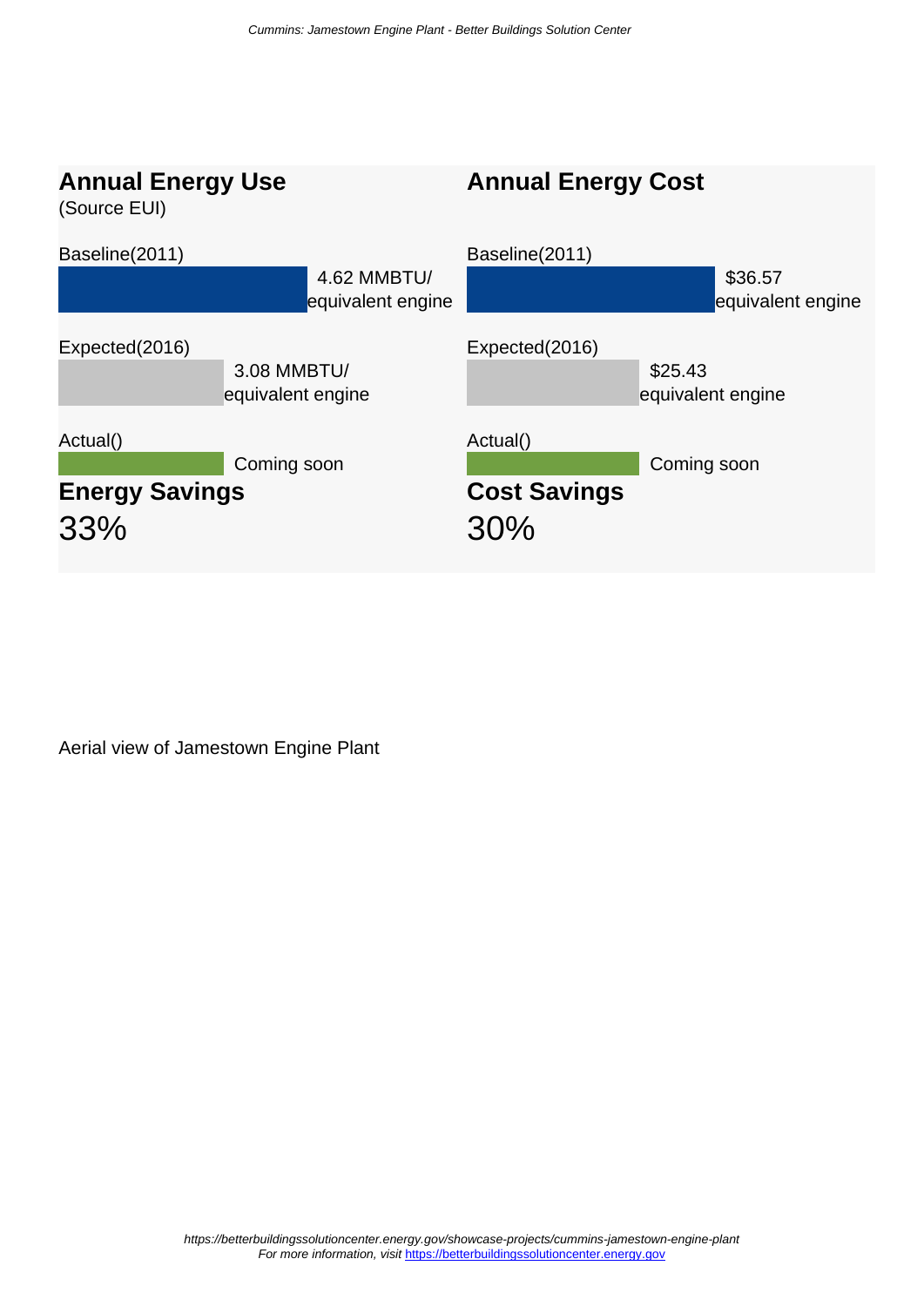## Annual Energy Use

(Source EUI)

Baseline(2011)

4.62 MMBTU/ equivalent engine

Expected(2016)

3.08 MMBTU/ equivalent engine

Actual()

Coming soon

## Annual Energy Cost

Baseline(2011)

$36.57 equivalent engine

Expected(2016)

$25.43 equivalent engine

Actual()

Coming soon

## Energy Savings

33%

## Cost Savings

30%

Aerial view of Jamestown Engine Plant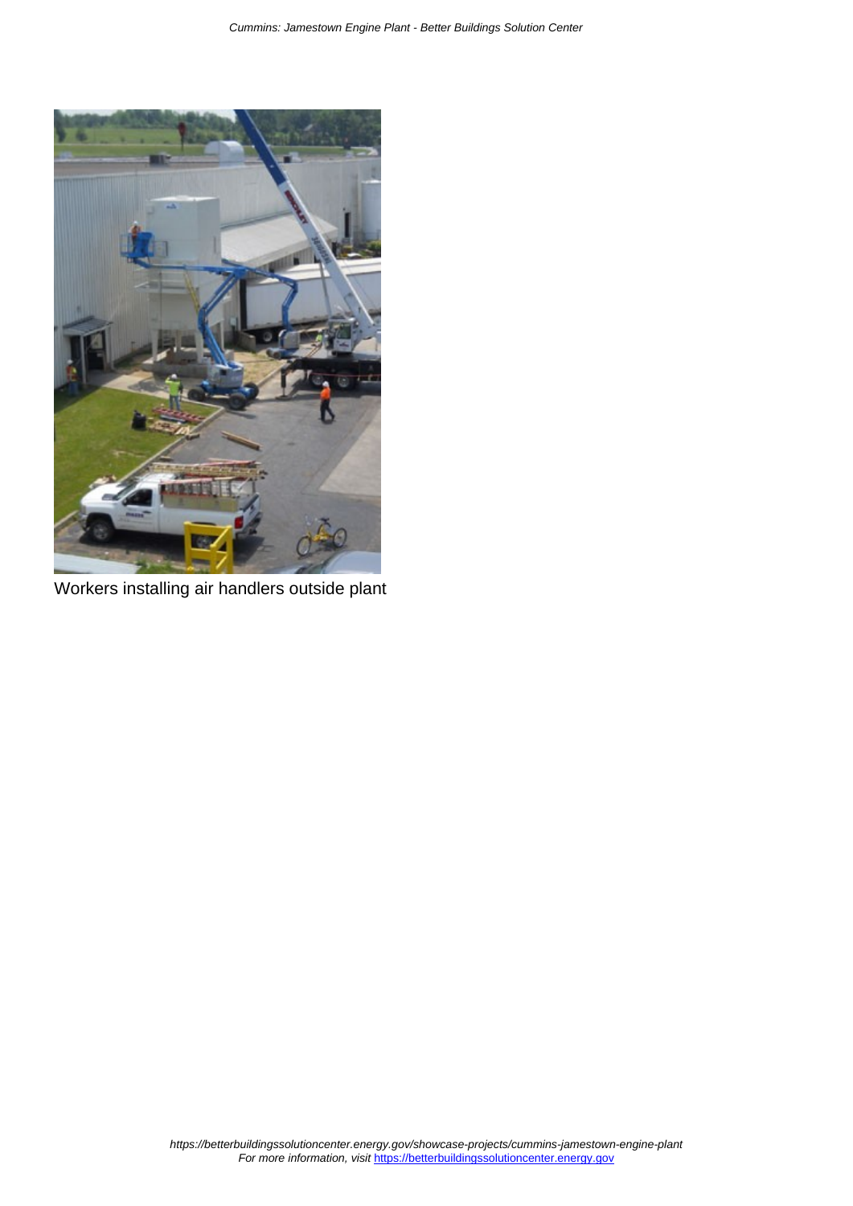Workers installing air handlers outside plant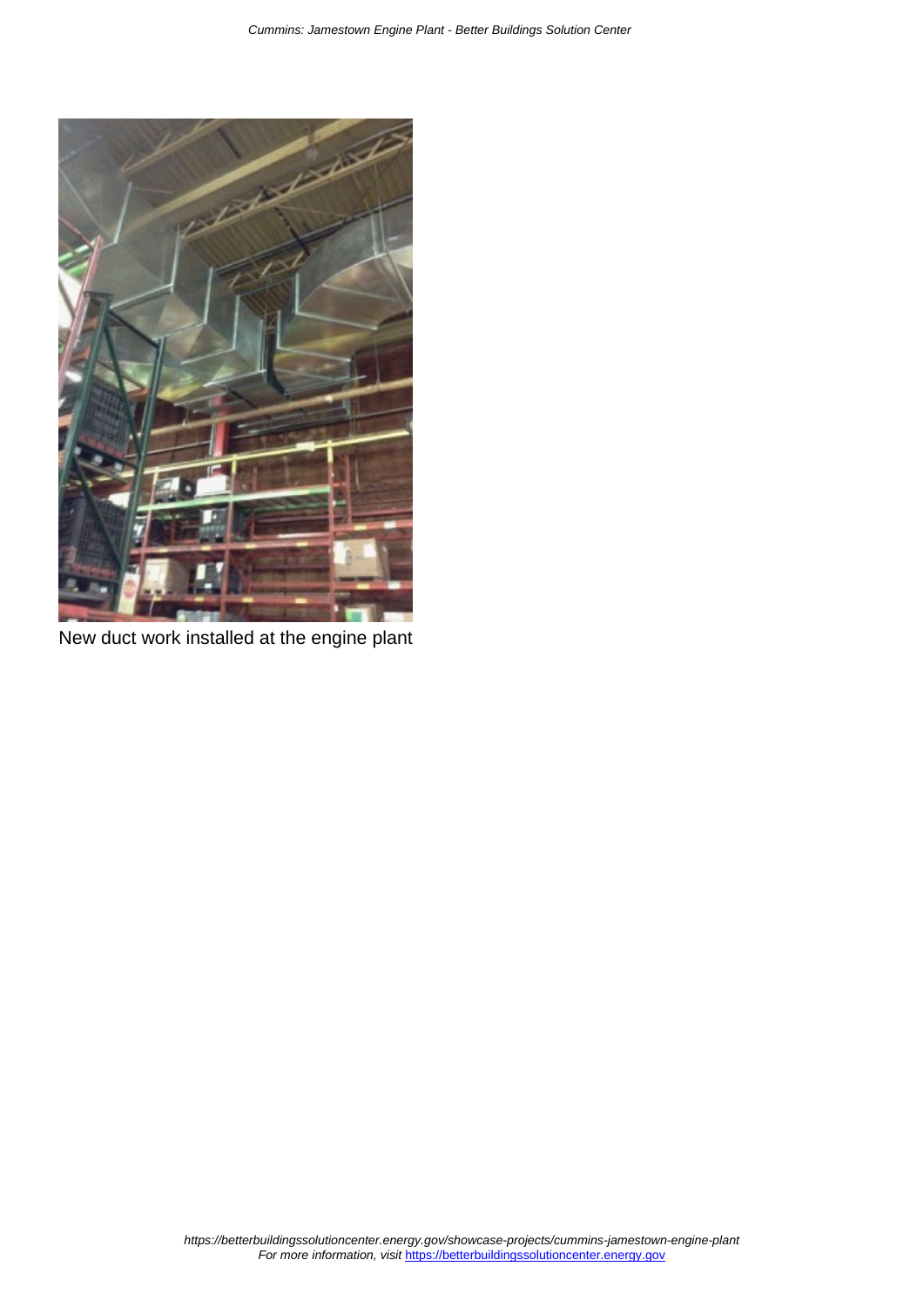New duct work installed at the engine plant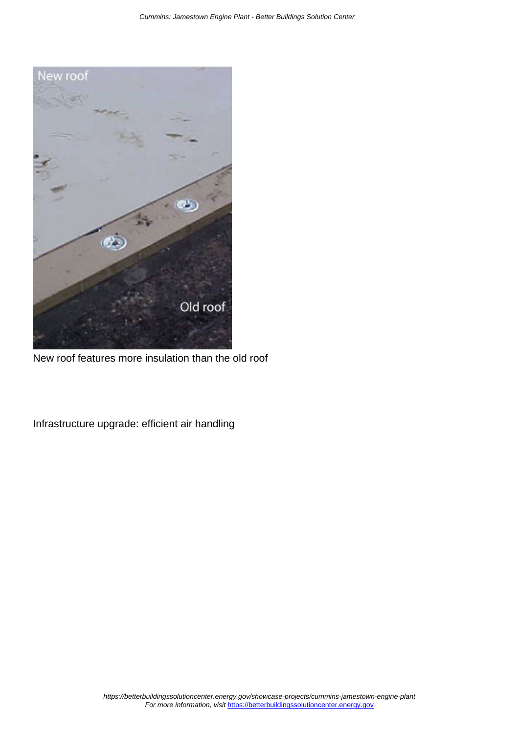New roof features more insulation than the old roof

Infrastructure upgrade: efficient air handling